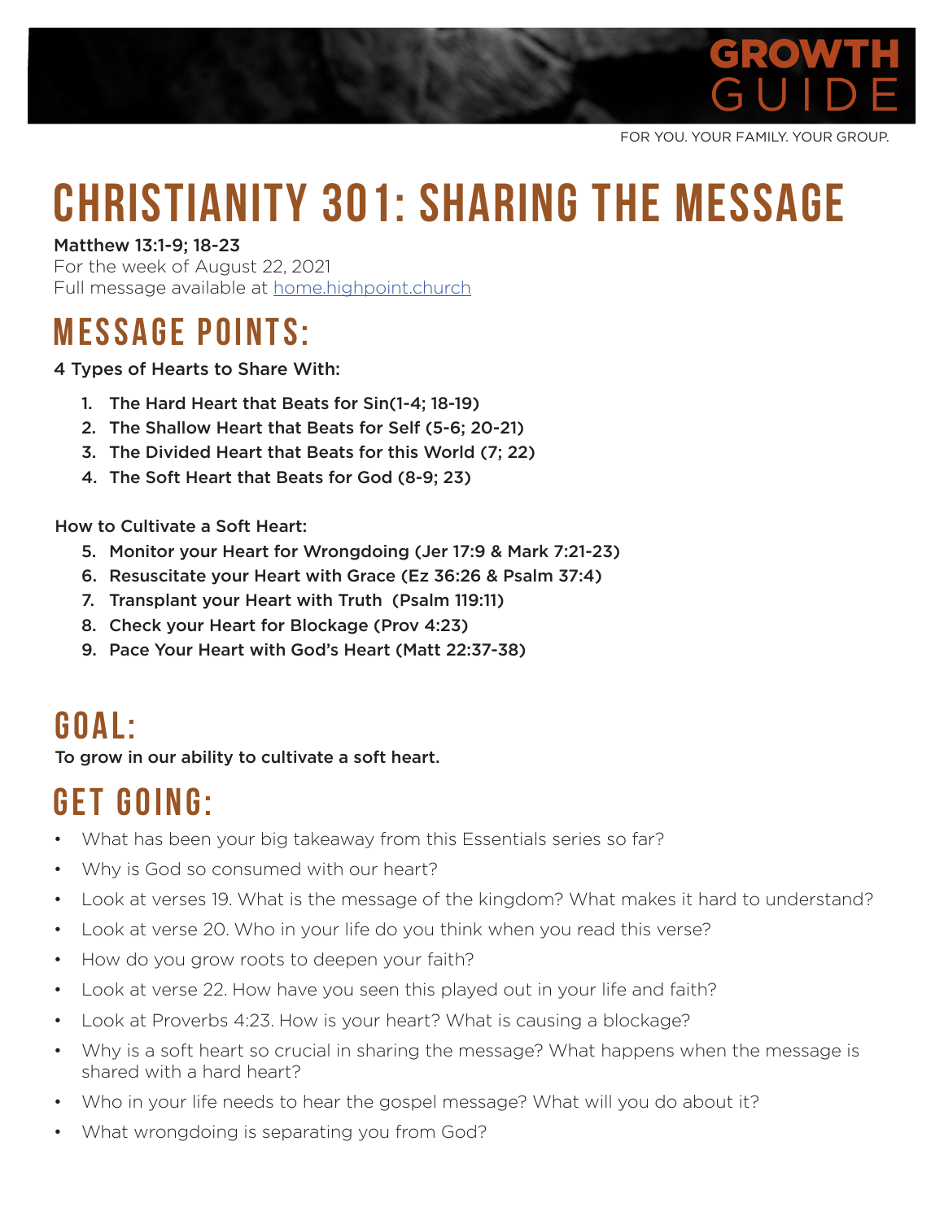GROWTH GUIDE

FOR YOU. YOUR FAMILY. YOUR GROUP.

# CHRISTIANITY 301: SHARING THE MESSAGE

**Matthew 13:1-9; 18-23**
For the week of August 22, 2021
Full message available at home.highpoint.church

## MESSAGE POINTS:

**4 Types of Hearts to Share With:**

1. **The Hard Heart that Beats for Sin(1-4; 18-19)**
2. **The Shallow Heart that Beats for Self (5-6; 20-21)**
3. **The Divided Heart that Beats for this World (7; 22)**
4. **The Soft Heart that Beats for God (8-9; 23)**

**How to Cultivate a Soft Heart:**

5. **Monitor your Heart for Wrongdoing (Jer 17:9 & Mark 7:21-23)**
6. **Resuscitate your Heart with Grace (Ez 36:26 & Psalm 37:4)**
7. **Transplant your Heart with Truth (Psalm 119:11)**
8. **Check your Heart for Blockage (Prov 4:23)**
9. **Pace Your Heart with God's Heart (Matt 22:37-38)**

## GOAL:

**To grow in our ability to cultivate a soft heart.**

## GET GOING:

- What has been your big takeaway from this Essentials series so far?
- Why is God so consumed with our heart?
- Look at verses 19. What is the message of the kingdom? What makes it hard to understand?
- Look at verse 20. Who in your life do you think when you read this verse?
- How do you grow roots to deepen your faith?
- Look at verse 22. How have you seen this played out in your life and faith?
- Look at Proverbs 4:23. How is your heart? What is causing a blockage?
- Why is a soft heart so crucial in sharing the message? What happens when the message is shared with a hard heart?
- Who in your life needs to hear the gospel message? What will you do about it?
- What wrongdoing is separating you from God?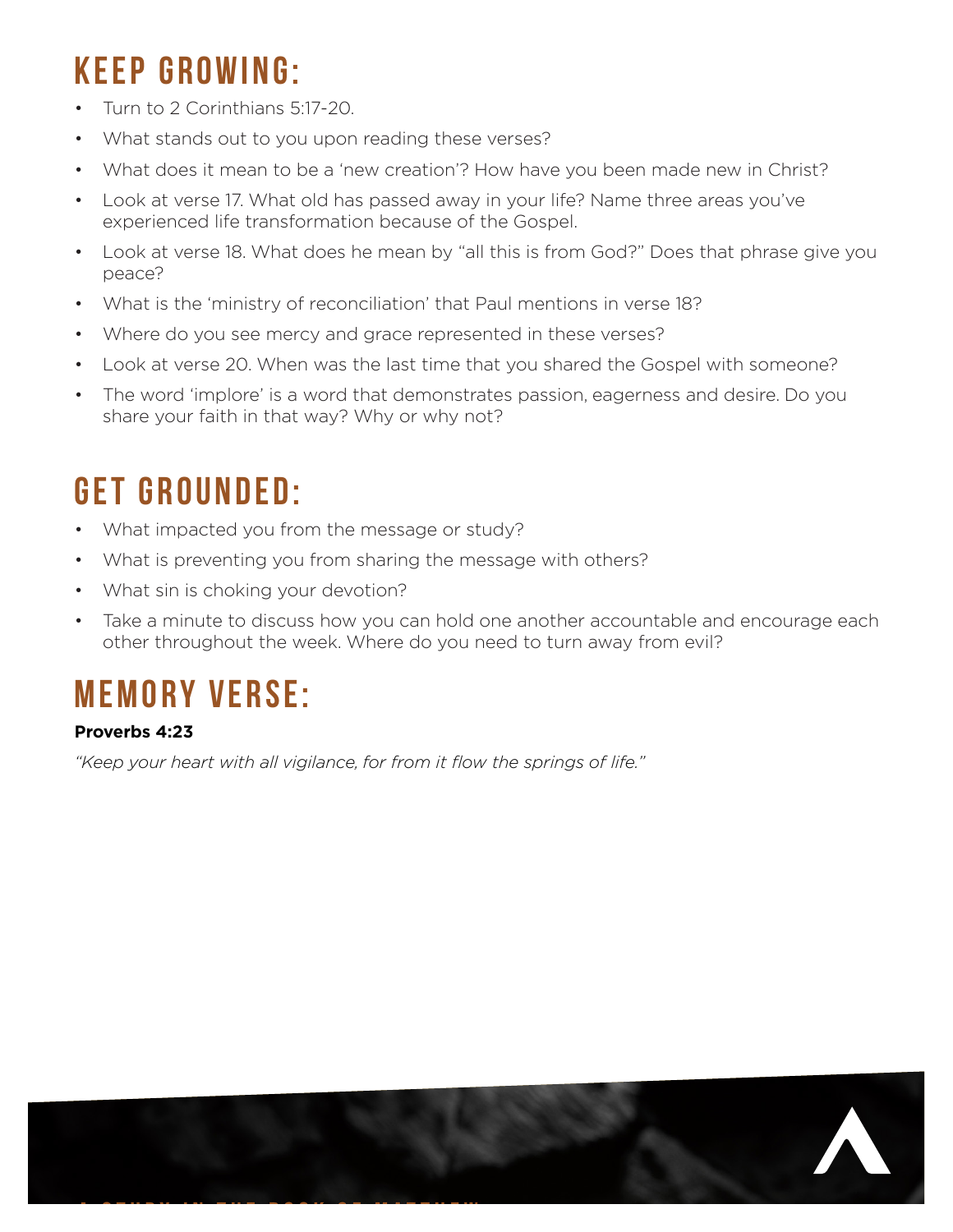# KEEP GROWING:

- Turn to 2 Corinthians 5:17-20.
- What stands out to you upon reading these verses?
- What does it mean to be a 'new creation'? How have you been made new in Christ?
- Look at verse 17. What old has passed away in your life? Name three areas you've experienced life transformation because of the Gospel.
- Look at verse 18. What does he mean by "all this is from God?" Does that phrase give you peace?
- What is the 'ministry of reconciliation' that Paul mentions in verse 18?
- Where do you see mercy and grace represented in these verses?
- Look at verse 20. When was the last time that you shared the Gospel with someone?
- The word 'implore' is a word that demonstrates passion, eagerness and desire. Do you share your faith in that way? Why or why not?

# GET GROUNDED:

- What impacted you from the message or study?
- What is preventing you from sharing the message with others?
- What sin is choking your devotion?
- Take a minute to discuss how you can hold one another accountable and encourage each other throughout the week. Where do you need to turn away from evil?

# MEMORY VERSE:

**Proverbs 4:23**

*"Keep your heart with all vigilance, for from it flow the springs of life."*